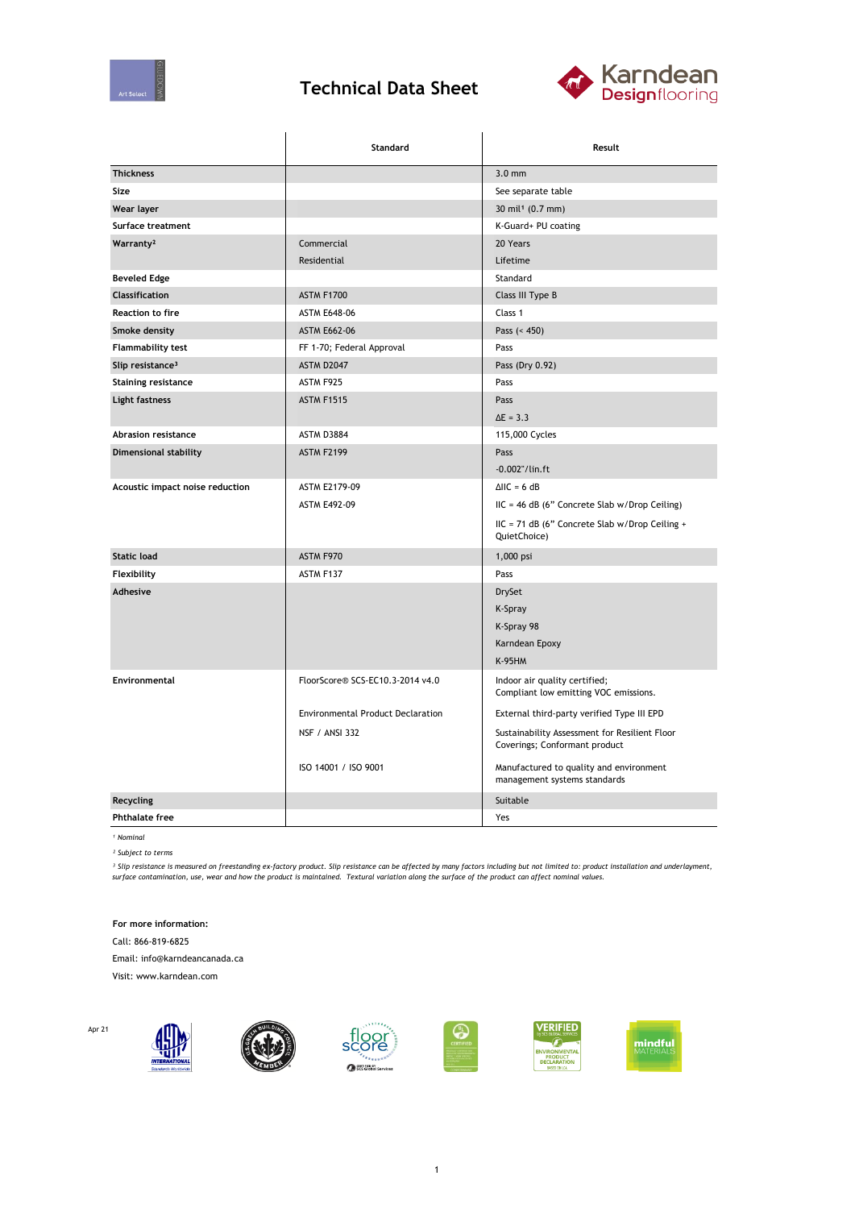# Technical Data Sheet

| | Standard | Result |
|---|---|---|
| Thickness | | 3.0 mm |
| Size | | See separate table |
| Wear layer | | 30 mil[1] (0.7 mm) |
| Surface treatment | | K-Guard+ PU coating |
| Warranty[2] | Commercial | 20 Years |
| | Residential | Lifetime |
| Beveled Edge | | Standard |
| Classification | ASTM F1700 | Class III Type B |
| Reaction to fire | ASTM E648-06 | Class 1 |
| Smoke density | ASTM E662-06 | Pass (< 450) |
| Flammability test | FF 1-70; Federal Approval | Pass |
| Slip resistance[3] | ASTM D2047 | Pass (Dry 0.92) |
| Staining resistance | ASTM F925 | Pass |
| Light fastness | ASTM F1515 | Pass |
| | | ΔE = 3.3 |
| Abrasion resistance | ASTM D3884 | 115,000 Cycles |
| Dimensional stability | ASTM F2199 | Pass |
| | | -0.002"/lin.ft |
| Acoustic impact noise reduction | ASTM E2179-09 | ΔIIC = 6 dB |
| | ASTM E492-09 | IIC = 46 dB (6" Concrete Slab w/Drop Ceiling) |
| | | IIC = 71 dB (6" Concrete Slab w/Drop Ceiling + QuietChoice) |
| Static load | ASTM F970 | 1,000 psi |
| Flexibility | ASTM F137 | Pass |
| Adhesive | | DrySet |
| | | K-Spray |
| | | K-Spray 98 |
| | | Karndean Epoxy |
| | | K-95HM |
| Environmental | FloorScore® SCS-EC10.3-2014 v4.0 | Indoor air quality certified; Compliant low emitting VOC emissions. |
| | Environmental Product Declaration | External third-party verified Type III EPD |
| | NSF / ANSI 332 | Sustainability Assessment for Resilient Floor Coverings; Conformant product |
| | ISO 14001 / ISO 9001 | Manufactured to quality and environment management systems standards |
| Recycling | | Suitable |
| Phthalate free | | Yes |

*[1] Nominal*

*[2] Subject to terms*

*[3] Slip resistance is measured on freestanding ex-factory product. Slip resistance can be affected by many factors including but not limited to: product installation and underlayment, surface contamination, use, wear and how the product is maintained. Textural variation along the surface of the product can affect nominal values.*

**For more information:**

Call: 866-819-6825

Email: info@karndeancanada.ca

Visit: www.karndean.com

Apr 21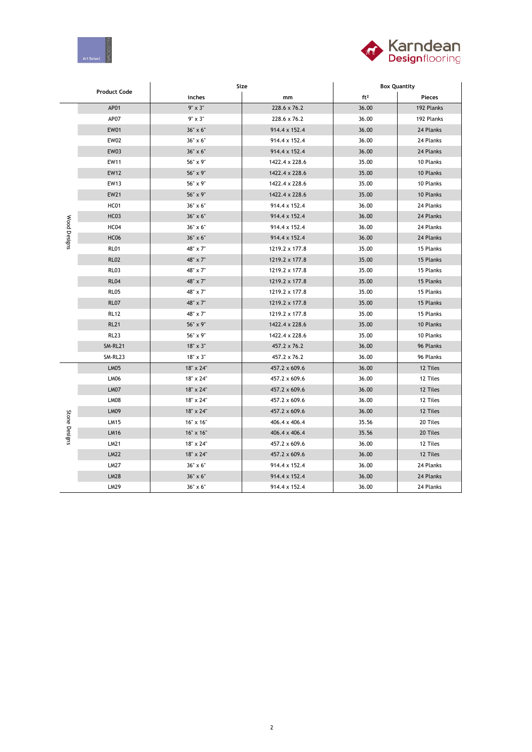| | Product Code | Size | | Box Quantity | |
|---|---|---|---|---|---|
| | | inches | mm | ft² | Pieces |
| Wood Designs | AP01 | 9" x 3" | 228.6 x 76.2 | 36.00 | 192 Planks |
| | AP07 | 9" x 3" | 228.6 x 76.2 | 36.00 | 192 Planks |
| | EW01 | 36" x 6" | 914.4 x 152.4 | 36.00 | 24 Planks |
| | EW02 | 36" x 6" | 914.4 x 152.4 | 36.00 | 24 Planks |
| | EW03 | 36" x 6" | 914.4 x 152.4 | 36.00 | 24 Planks |
| | EW11 | 56" x 9" | 1422.4 x 228.6 | 35.00 | 10 Planks |
| | EW12 | 56" x 9" | 1422.4 x 228.6 | 35.00 | 10 Planks |
| | EW13 | 56" x 9" | 1422.4 x 228.6 | 35.00 | 10 Planks |
| | EW21 | 56" x 9" | 1422.4 x 228.6 | 35.00 | 10 Planks |
| | HC01 | 36" x 6" | 914.4 x 152.4 | 36.00 | 24 Planks |
| | HC03 | 36" x 6" | 914.4 x 152.4 | 36.00 | 24 Planks |
| | HC04 | 36" x 6" | 914.4 x 152.4 | 36.00 | 24 Planks |
| | HC06 | 36" x 6" | 914.4 x 152.4 | 36.00 | 24 Planks |
| | RL01 | 48" x 7" | 1219.2 x 177.8 | 35.00 | 15 Planks |
| | RL02 | 48" x 7" | 1219.2 x 177.8 | 35.00 | 15 Planks |
| | RL03 | 48" x 7" | 1219.2 x 177.8 | 35.00 | 15 Planks |
| | RL04 | 48" x 7" | 1219.2 x 177.8 | 35.00 | 15 Planks |
| | RL05 | 48" x 7" | 1219.2 x 177.8 | 35.00 | 15 Planks |
| | RL07 | 48" x 7" | 1219.2 x 177.8 | 35.00 | 15 Planks |
| | RL12 | 48" x 7" | 1219.2 x 177.8 | 35.00 | 15 Planks |
| | RL21 | 56" x 9" | 1422.4 x 228.6 | 35.00 | 10 Planks |
| | RL23 | 56" x 9" | 1422.4 x 228.6 | 35.00 | 10 Planks |
| | SM-RL21 | 18" x 3" | 457.2 x 76.2 | 36.00 | 96 Planks |
| | SM-RL23 | 18" x 3" | 457.2 x 76.2 | 36.00 | 96 Planks |
| Stone Designs | LM05 | 18" x 24" | 457.2 x 609.6 | 36.00 | 12 Tiles |
| | LM06 | 18" x 24" | 457.2 x 609.6 | 36.00 | 12 Tiles |
| | LM07 | 18" x 24" | 457.2 x 609.6 | 36.00 | 12 Tiles |
| | LM08 | 18" x 24" | 457.2 x 609.6 | 36.00 | 12 Tiles |
| | LM09 | 18" x 24" | 457.2 x 609.6 | 36.00 | 12 Tiles |
| | LM15 | 16" x 16" | 406.4 x 406.4 | 35.56 | 20 Tiles |
| | LM16 | 16" x 16" | 406.4 x 406.4 | 35.56 | 20 Tiles |
| | LM21 | 18" x 24" | 457.2 x 609.6 | 36.00 | 12 Tiles |
| | LM22 | 18" x 24" | 457.2 x 609.6 | 36.00 | 12 Tiles |
| | LM27 | 36" x 6" | 914.4 x 152.4 | 36.00 | 24 Planks |
| | LM28 | 36" x 6" | 914.4 x 152.4 | 36.00 | 24 Planks |
| | LM29 | 36" x 6" | 914.4 x 152.4 | 36.00 | 24 Planks |